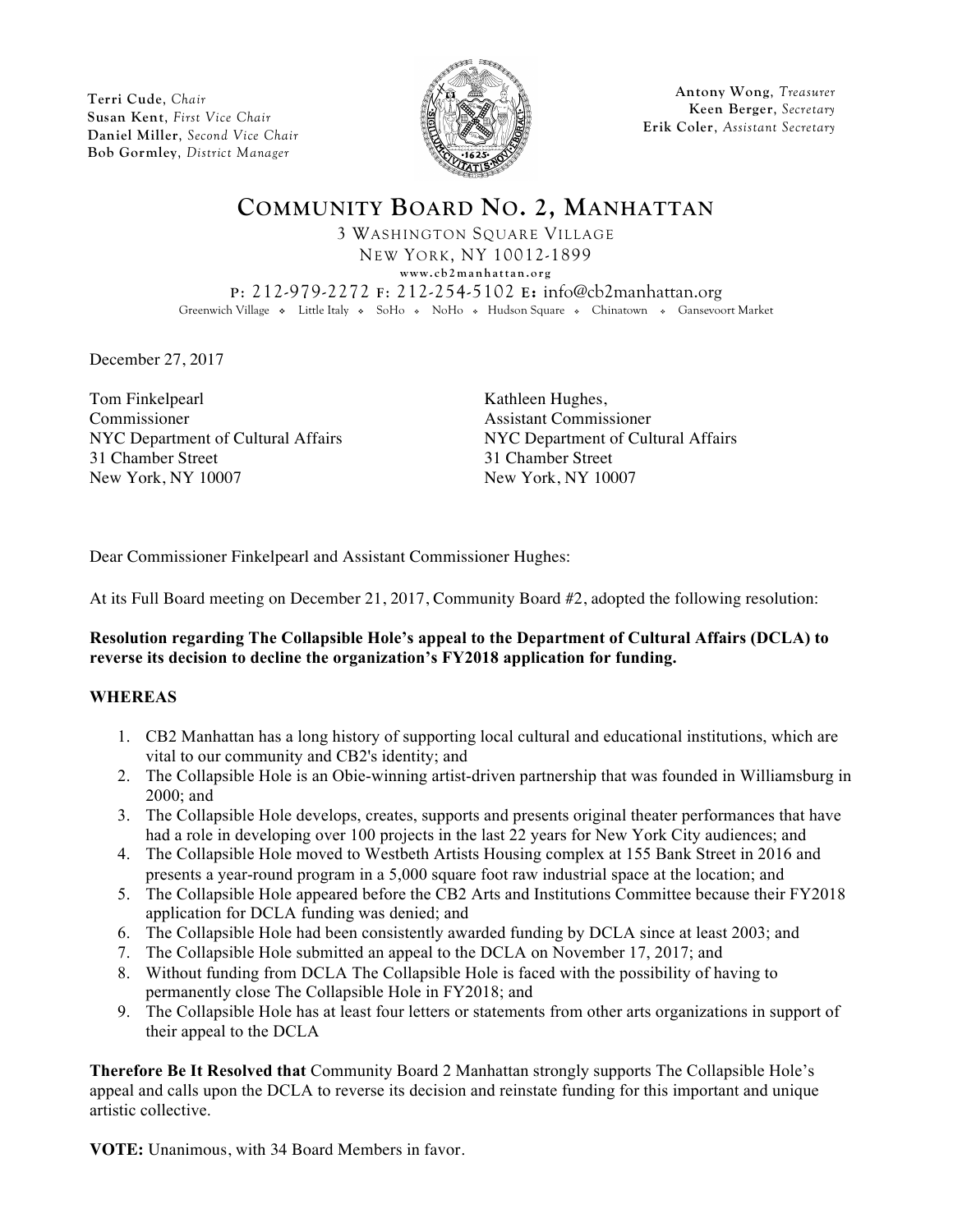**Terri Cude**, *Chair*
**Susan Kent**, *First Vice Chair*
**Daniel Miller**, *Second Vice Chair*
**Bob Gormley**, *District Manager*

**Antony Wong**, *Treasurer*
**Keen Berger**, *Secretary*
**Erik Coler**, *Assistant Secretary*

# COMMUNITY BOARD NO. 2, MANHATTAN

3 WASHINGTON SQUARE VILLAGE
NEW YORK, NY 10012-1899
www.cb2manhattan.org
P: 212-979-2272 F: 212-254-5102 E: info@cb2manhattan.org
Greenwich Village ❖ Little Italy ❖ SoHo ❖ NoHo ❖ Hudson Square ❖ Chinatown ❖ Gansevoort Market

December 27, 2017

Tom Finkelpearl
Commissioner
NYC Department of Cultural Affairs
31 Chamber Street
New York, NY 10007

Kathleen Hughes,
Assistant Commissioner
NYC Department of Cultural Affairs
31 Chamber Street
New York, NY 10007

Dear Commissioner Finkelpearl and Assistant Commissioner Hughes:

At its Full Board meeting on December 21, 2017, Community Board #2, adopted the following resolution:

**Resolution regarding The Collapsible Hole's appeal to the Department of Cultural Affairs (DCLA) to reverse its decision to decline the organization's FY2018 application for funding.**

**WHEREAS**

1. CB2 Manhattan has a long history of supporting local cultural and educational institutions, which are vital to our community and CB2's identity; and
2. The Collapsible Hole is an Obie-winning artist-driven partnership that was founded in Williamsburg in 2000; and
3. The Collapsible Hole develops, creates, supports and presents original theater performances that have had a role in developing over 100 projects in the last 22 years for New York City audiences; and
4. The Collapsible Hole moved to Westbeth Artists Housing complex at 155 Bank Street in 2016 and presents a year-round program in a 5,000 square foot raw industrial space at the location; and
5. The Collapsible Hole appeared before the CB2 Arts and Institutions Committee because their FY2018 application for DCLA funding was denied; and
6. The Collapsible Hole had been consistently awarded funding by DCLA since at least 2003; and
7. The Collapsible Hole submitted an appeal to the DCLA on November 17, 2017; and
8. Without funding from DCLA The Collapsible Hole is faced with the possibility of having to permanently close The Collapsible Hole in FY2018; and
9. The Collapsible Hole has at least four letters or statements from other arts organizations in support of their appeal to the DCLA

**Therefore Be It Resolved that** Community Board 2 Manhattan strongly supports The Collapsible Hole's appeal and calls upon the DCLA to reverse its decision and reinstate funding for this important and unique artistic collective.

**VOTE:** Unanimous, with 34 Board Members in favor.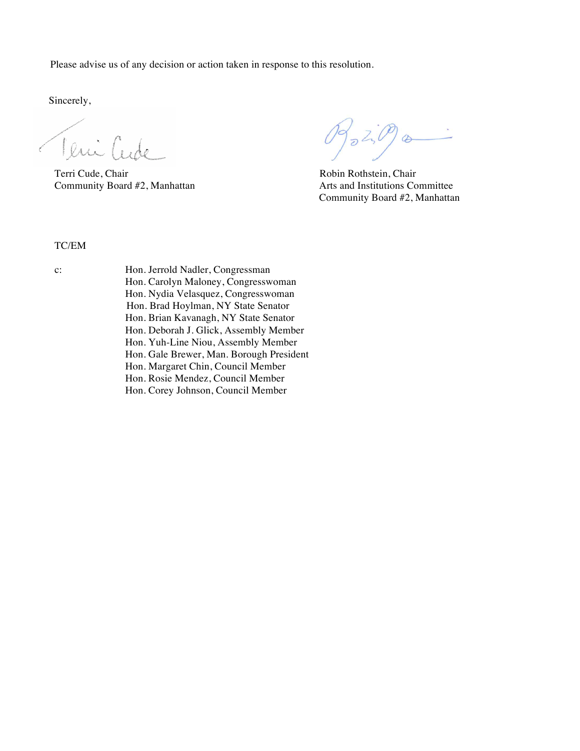Please advise us of any decision or action taken in response to this resolution.

Sincerely,

Terri Cude, Chair
Community Board #2, Manhattan

Robin Rothstein, Chair
Arts and Institutions Committee
Community Board #2, Manhattan

TC/EM

c: Hon. Jerrold Nadler, Congressman
Hon. Carolyn Maloney, Congresswoman
Hon. Nydia Velasquez, Congresswoman
Hon. Brad Hoylman, NY State Senator
Hon. Brian Kavanagh, NY State Senator
Hon. Deborah J. Glick, Assembly Member
Hon. Yuh-Line Niou, Assembly Member
Hon. Gale Brewer, Man. Borough President
Hon. Margaret Chin, Council Member
Hon. Rosie Mendez, Council Member
Hon. Corey Johnson, Council Member